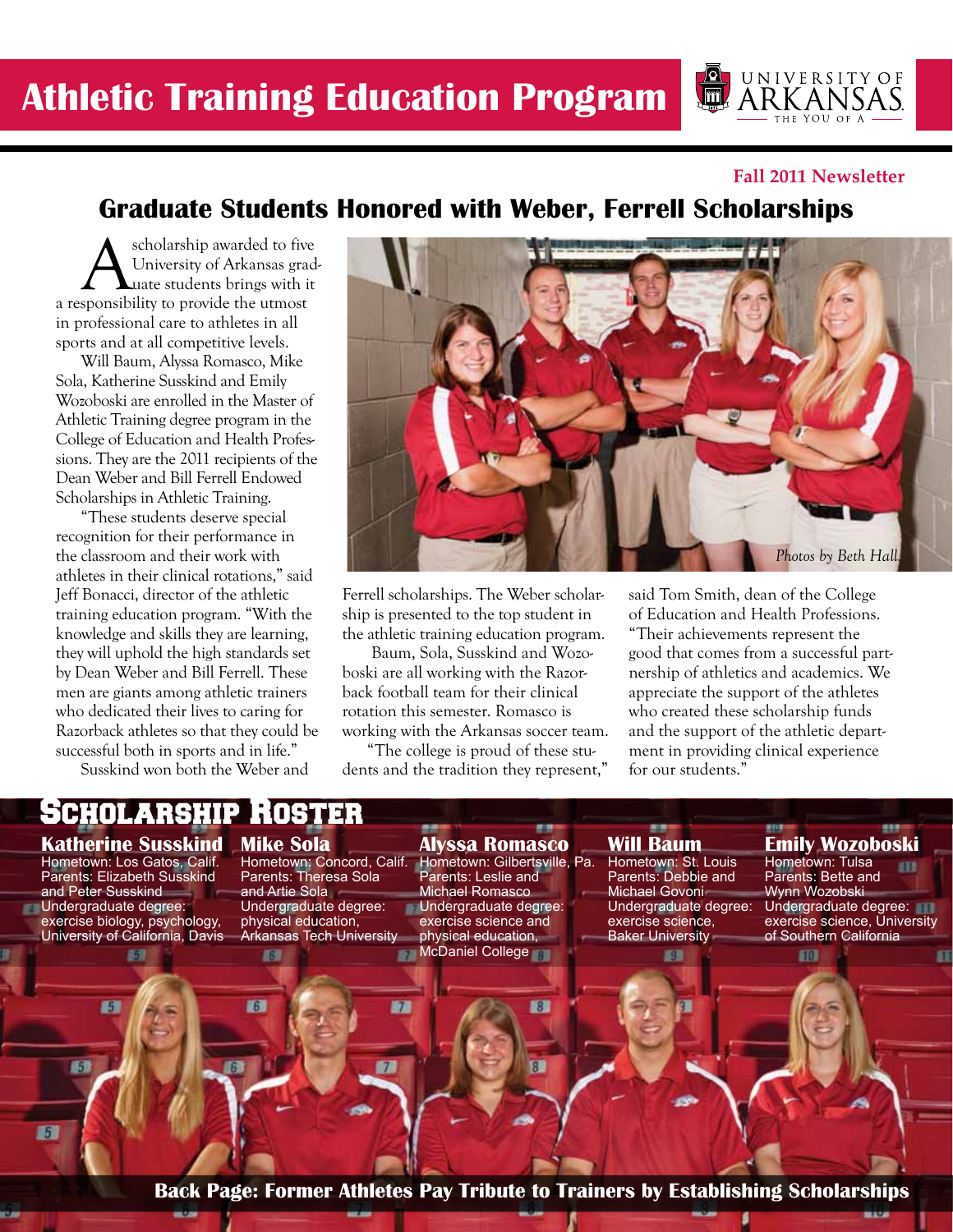# Athletic Training Education Program

UNIVERSITY OF ARKANSAS — THE YOU OF A

**Fall 2011 Newsletter**

## Graduate Students Honored with Weber, Ferrell Scholarships

A scholarship awarded to five University of Arkansas graduate students brings with it a responsibility to provide the utmost in professional care to athletes in all sports and at all competitive levels.

Will Baum, Alyssa Romasco, Mike Sola, Katherine Susskind and Emily Wozoboski are enrolled in the Master of Athletic Training degree program in the College of Education and Health Professions. They are the 2011 recipients of the Dean Weber and Bill Ferrell Endowed Scholarships in Athletic Training.

"These students deserve special recognition for their performance in the classroom and their work with athletes in their clinical rotations," said Jeff Bonacci, director of the athletic training education program. "With the knowledge and skills they are learning, they will uphold the high standards set by Dean Weber and Bill Ferrell. These men are giants among athletic trainers who dedicated their lives to caring for Razorback athletes so that they could be successful both in sports and in life."

Susskind won both the Weber and Ferrell scholarships. The Weber scholarship is presented to the top student in the athletic training education program.

Baum, Sola, Susskind and Wozoboski are all working with the Razorback football team for their clinical rotation this semester. Romasco is working with the Arkansas soccer team.

"The college is proud of these students and the tradition they represent," said Tom Smith, dean of the College of Education and Health Professions. "Their achievements represent the good that comes from a successful partnership of athletics and academics. We appreciate the support of the athletes who created these scholarship funds and the support of the athletic department in providing clinical experience for our students."

*Photos by Beth Hall*

## Scholarship Roster

**Katherine Susskind**
Hometown: Los Gatos, Calif.
Parents: Elizabeth Susskind and Peter Susskind
Undergraduate degree: exercise biology, psychology, University of California, Davis

**Mike Sola**
Hometown: Concord, Calif.
Parents: Theresa Sola and Artie Sola
Undergraduate degree: physical education, Arkansas Tech University

**Alyssa Romasco**
Hometown: Gilbertsville, Pa.
Parents: Leslie and Michael Romasco
Undergraduate degree: exercise science and physical education, McDaniel College

**Will Baum**
Hometown: St. Louis
Parents: Debbie and Michael Govoni
Undergraduate degree: exercise science, Baker University

**Emily Wozoboski**
Hometown: Tulsa
Parents: Bette and Wynn Wozobski
Undergraduate degree: exercise science, University of Southern California

**Back Page: Former Athletes Pay Tribute to Trainers by Establishing Scholarships**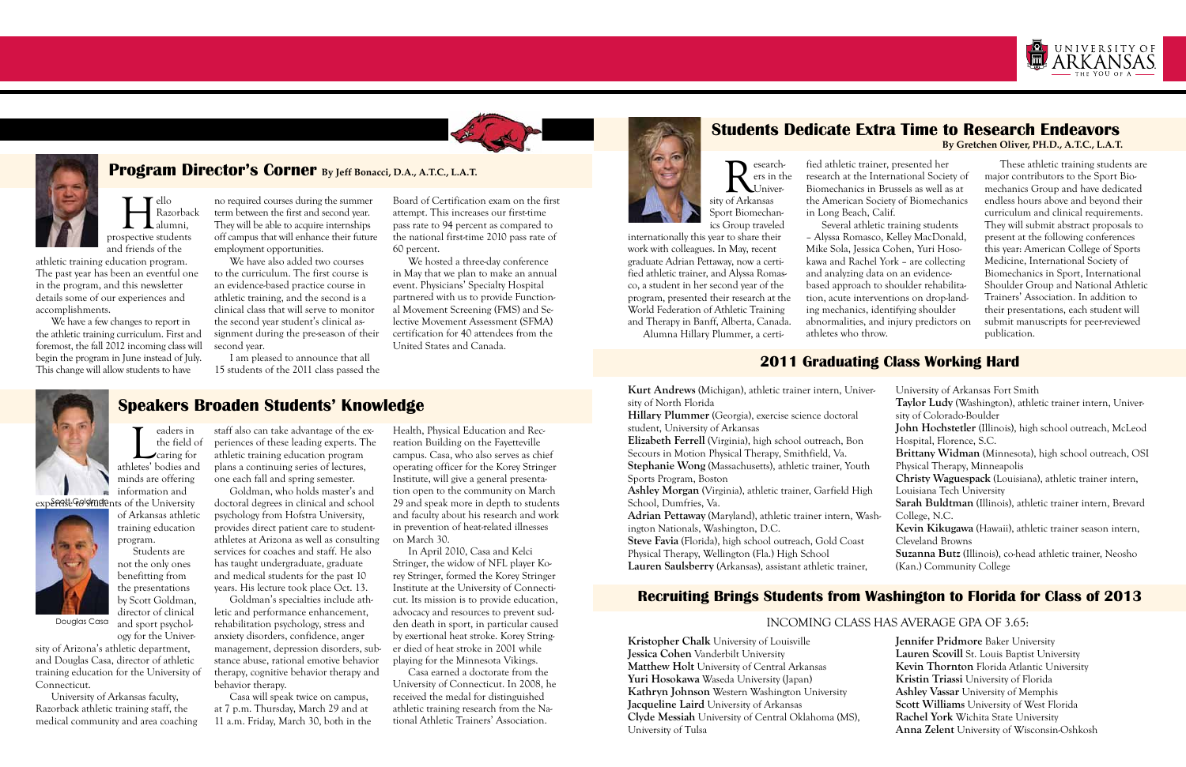## Program Director's Corner By Jeff Bonacci, D.A., A.T.C., L.A.T.

Hello Razorback alumni, prospective students and friends of the athletic training education program. The past year has been an eventful one in the program, and this newsletter details some of our experiences and accomplishments.

We have a few changes to report in the athletic training curriculum. First and foremost, the fall 2012 incoming class will begin the program in June instead of July. This change will allow students to have no required courses during the summer term between the first and second year. They will be able to acquire internships off campus that will enhance their future employment opportunities.

We have also added two courses to the athletic training curriculum. The first course is an evidence-based practice course in athletic training, and the second is a clinical class that will serve to monitor the second year student's clinical assignment during the pre-season of their second year.

I am pleased to announce that all 15 students of the 2011 class passed the Board of Certification exam on the first attempt. This increases our first-time pass rate to 94 percent as compared to the national first-time 2010 pass rate of 60 percent.

We hosted a three-day conference in May that we plan to make an annual event. Physicians' Specialty Hospital partnered with us to provide Functional Movement Screening (FMS) and Selective Movement Assessment (SFMA) certification for 40 attendees from the United States and Canada.

## Speakers Broaden Students' Knowledge

Scott Goldman

Douglas Casa

Leaders in the field of caring for athletes' bodies and minds are offering information and expertise to students of the University of Arkansas athletic training education program.

Students are not the only ones benefitting from the presentations by Scott Goldman, director of clinical and sport psychology for the University of Arizona's athletic department, and Douglas Casa, director of athletic training education for the University of Connecticut.

University of Arkansas faculty, Razorback athletic training staff, the medical community and area coaching staff also can take advantage of the experiences of these leading experts. The athletic training education program plans a continuing series of lectures, one each fall and spring semester.

Goldman, who holds master's and doctoral degrees in clinical and school psychology from Hofstra University, provides direct patient care to student-athletes at Arizona as well as consulting services for coaches and staff. He also has taught undergraduate, graduate and medical students for the past 10 years. His lecture took place Oct. 13.

Goldman's specialties include athletic and performance enhancement, rehabilitation psychology, stress and anxiety disorders, confidence, anger management, depression disorders, substance abuse, rational emotive behavior therapy, cognitive behavior therapy and behavior therapy.

Casa will speak twice on campus, at 7 p.m. Thursday, March 29 and at 11 a.m. Friday, March 30, both in the Health, Physical Education and Recreation Building on the Fayetteville campus. Casa, who also serves as chief operating officer for the Korey Stringer Institute, will give a general presentation open to the community on March 29 and speak more in depth to students and faculty about his research and work in prevention of heat-related illnesses on March 30.

In April 2010, Casa and Kelci Stringer, the widow of NFL player Korey Stringer, formed the Korey Stringer Institute at the University of Connecticut. Its mission is to provide education, advocacy and resources to prevent sudden death in sport, in particular caused by exertional heat stroke. Korey Stringer died of heat stroke in 2001 while playing for the Minnesota Vikings.

Casa earned a doctorate from the University of Connecticut. In 2008, he received the medal for distinguished athletic training research from the National Athletic Trainers' Association.

## Students Dedicate Extra Time to Research Endeavors

**By Gretchen Oliver, PH.D., A.T.C., L.A.T.**

Researchers in the University of Arkansas Sport Biomechanics Group traveled internationally this year to share their work with colleagues. In May, recent graduate Adrian Pettaway, now a certified athletic trainer, and Alyssa Romasco, a student in her second year of the program, presented their research at the World Federation of Athletic Training and Therapy in Banff, Alberta, Canada.

Alumna Hillary Plummer, a certified athletic trainer, presented her research at the International Society of Biomechanics in Brussels as well as at the American Society of Biomechanics in Long Beach, Calif.

Several athletic training students – Alyssa Romasco, Kelley MacDonald, Mike Sola, Jessica Cohen, Yuri Hosokawa and Rachel York – are collecting and analyzing data on an evidence-based approach to shoulder rehabilitation, acute interventions on drop-landing mechanics, identifying shoulder abnormalities, and injury predictors on athletes who throw.

These athletic training students are major contributors to the Sport Biomechanics Group and have dedicated endless hours above and beyond their curriculum and clinical requirements. They will submit abstract proposals to present at the following conferences this year: American College of Sports Medicine, International Society of Biomechanics in Sport, International Shoulder Group and National Athletic Trainers' Association. In addition to their presentations, each student will submit manuscripts for peer-reviewed publication.

## 2011 Graduating Class Working Hard

**Kurt Andrews** (Michigan), athletic trainer intern, University of North Florida
**Hillary Plummer** (Georgia), exercise science doctoral student, University of Arkansas
**Elizabeth Ferrell** (Virginia), high school outreach, Bon Secours in Motion Physical Therapy, Smithfield, Va.
**Stephanie Wong** (Massachusetts), athletic trainer, Youth Sports Program, Boston
**Ashley Morgan** (Virginia), athletic trainer, Garfield High School, Dumfries, Va.
**Adrian Pettaway** (Maryland), athletic trainer intern, Washington Nationals, Washington, D.C.
**Steve Favia** (Florida), high school outreach, Gold Coast Physical Therapy, Wellington (Fla.) High School
**Lauren Saulsberry** (Arkansas), assistant athletic trainer, University of Arkansas Fort Smith
**Taylor Ludy** (Washington), athletic trainer intern, University of Colorado-Boulder
**John Hochstetler** (Illinois), high school outreach, McLeod Hospital, Florence, S.C.
**Brittany Widman** (Minnesota), high school outreach, OSI Physical Therapy, Minneapolis
**Christy Waguespack** (Louisiana), athletic trainer intern, Louisiana Tech University
**Sarah Buldtman** (Illinois), athletic trainer intern, Brevard College, N.C.
**Kevin Kikugawa** (Hawaii), athletic trainer season intern, Cleveland Browns
**Suzanna Butz** (Illinois), co-head athletic trainer, Neosho (Kan.) Community College

## Recruiting Brings Students from Washington to Florida for Class of 2013

INCOMING CLASS HAS AVERAGE GPA OF 3.65:

**Kristopher Chalk** University of Louisville
**Jessica Cohen** Vanderbilt University
**Matthew Holt** University of Central Arkansas
**Yuri Hosokawa** Waseda University (Japan)
**Kathryn Johnson** Western Washington University
**Jacqueline Laird** University of Arkansas
**Clyde Messiah** University of Central Oklahoma (MS), University of Tulsa
**Jennifer Pridmore** Baker University
**Lauren Scovill** St. Louis Baptist University
**Kevin Thornton** Florida Atlantic University
**Kristin Triassi** University of Florida
**Ashley Vassar** University of Memphis
**Scott Williams** University of West Florida
**Rachel York** Wichita State University
**Anna Zelent** University of Wisconsin-Oshkosh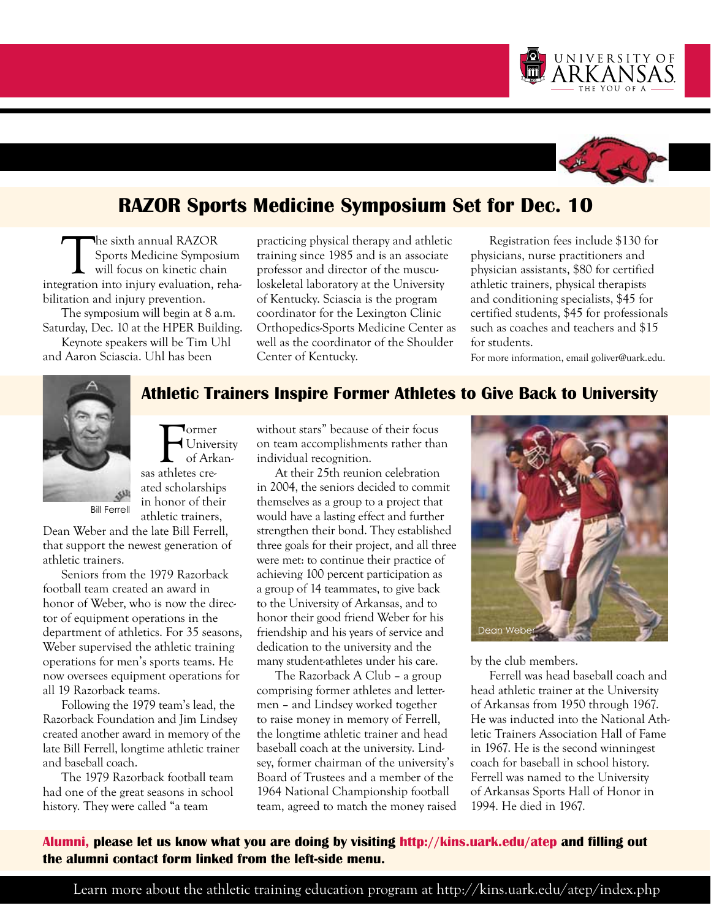## RAZOR Sports Medicine Symposium Set for Dec. 10

The sixth annual RAZOR Sports Medicine Symposium will focus on kinetic chain integration into injury evaluation, rehabilitation and injury prevention.

The symposium will begin at 8 a.m. Saturday, Dec. 10 at the HPER Building.

Keynote speakers will be Tim Uhl and Aaron Sciascia. Uhl has been practicing physical therapy and athletic training since 1985 and is an associate professor and director of the musculoskeletal laboratory at the University of Kentucky. Sciascia is the program coordinator for the Lexington Clinic Orthopedics-Sports Medicine Center as well as the coordinator of the Shoulder Center of Kentucky.

Registration fees include $130 for physicians, nurse practitioners and physician assistants, $80 for certified athletic trainers, physical therapists and conditioning specialists, $45 for certified students, $45 for professionals such as coaches and teachers and $15 for students.

For more information, email goliver@uark.edu.

## Athletic Trainers Inspire Former Athletes to Give Back to University

Bill Ferrell

Former University of Arkansas athletes created scholarships in honor of their athletic trainers, Dean Weber and the late Bill Ferrell, that support the newest generation of athletic trainers.

Seniors from the 1979 Razorback football team created an award in honor of Weber, who is now the director of equipment operations in the department of athletics. For 35 seasons, Weber supervised the athletic training operations for men's sports teams. He now oversees equipment operations for all 19 Razorback teams.

Following the 1979 team's lead, the Razorback Foundation and Jim Lindsey created another award in memory of the late Bill Ferrell, longtime athletic trainer and baseball coach.

The 1979 Razorback football team had one of the great seasons in school history. They were called "a team without stars" because of their focus on team accomplishments rather than individual recognition.

At their 25th reunion celebration in 2004, the seniors decided to commit themselves as a group to a project that would have a lasting effect and further strengthen their bond. They established three goals for their project, and all three were met: to continue their practice of achieving 100 percent participation as a group of 14 teammates, to give back to the University of Arkansas, and to honor their good friend Weber for his friendship and his years of service and dedication to the university and the many student-athletes under his care.

The Razorback A Club – a group comprising former athletes and lettermen – and Lindsey worked together to raise money in memory of Ferrell, the longtime athletic trainer and head baseball coach at the university. Lindsey, former chairman of the university's Board of Trustees and a member of the 1964 National Championship football team, agreed to match the money raised by the club members.

Dean Weber

Ferrell was head baseball coach and head athletic trainer at the University of Arkansas from 1950 through 1967. He was inducted into the National Athletic Trainers Association Hall of Fame in 1967. He is the second winningest coach for baseball in school history. Ferrell was named to the University of Arkansas Sports Hall of Honor in 1994. He died in 1967.

**Alumni, please let us know what you are doing by visiting http://kins.uark.edu/atep and filling out the alumni contact form linked from the left-side menu.**

Learn more about the athletic training education program at http://kins.uark.edu/atep/index.php